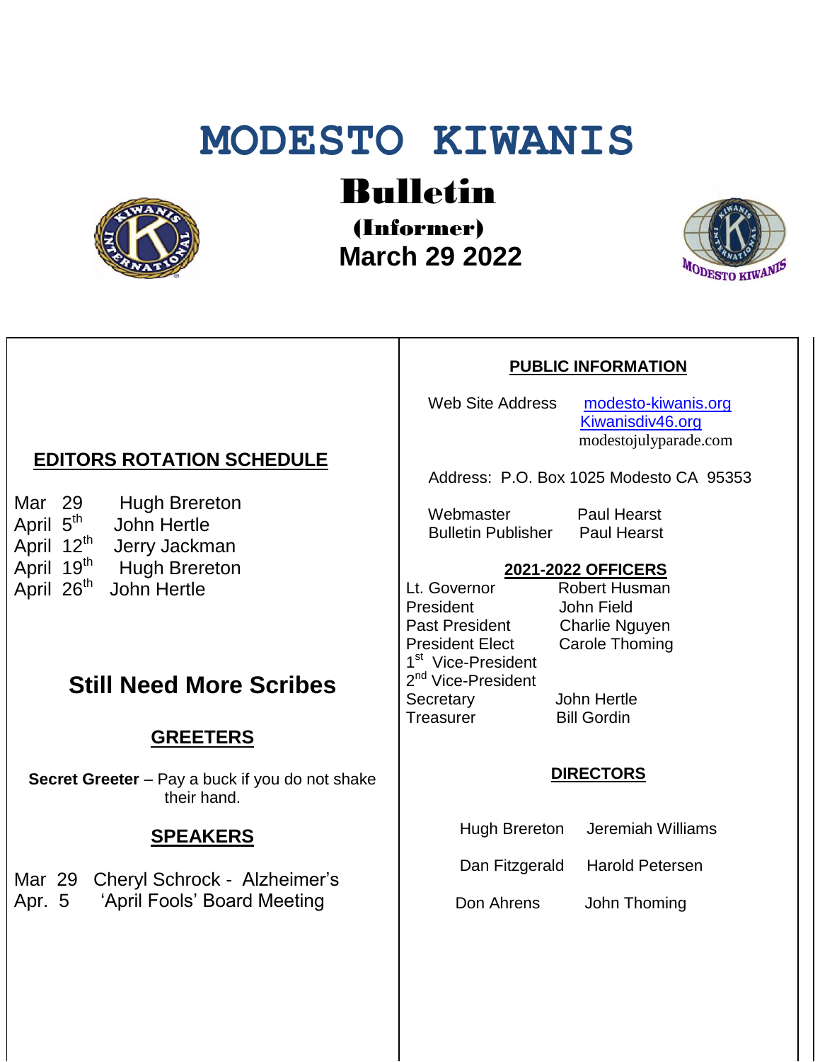# MODESTO KIWANIS

## Bulletin

**(Informer)**

**March 29 2022**

## EDITORS ROTATION SCHEDULE

| | |
|---|---|
| Mar 29 | Hugh Brereton |
| April 5th | John Hertle |
| April 12th | Jerry Jackman |
| April 19th | Hugh Brereton |
| April 26th | John Hertle |

## Still Need More Scribes

## GREETERS

**Secret Greeter** – Pay a buck if you do not shake their hand.

## SPEAKERS

Mar 29 Cheryl Schrock - Alzheimer's

Apr. 5 'April Fools' Board Meeting

## PUBLIC INFORMATION

Web Site Address: modesto-kiwanis.org
Kiwanisdiv46.org
modestojulyparade.com

Address: P.O. Box 1025 Modesto CA 95353

| | |
|---|---|
| Webmaster | Paul Hearst |
| Bulletin Publisher | Paul Hearst |

## 2021-2022 OFFICERS

| | |
|---|---|
| Lt. Governor | Robert Husman |
| President | John Field |
| Past President | Charlie Nguyen |
| President Elect | Carole Thoming |
| 1st Vice-President | |
| 2nd Vice-President | |
| Secretary | John Hertle |
| Treasurer | Bill Gordin |

## DIRECTORS

| | |
|---|---|
| Hugh Brereton | Jeremiah Williams |
| Dan Fitzgerald | Harold Petersen |
| Don Ahrens | John Thoming |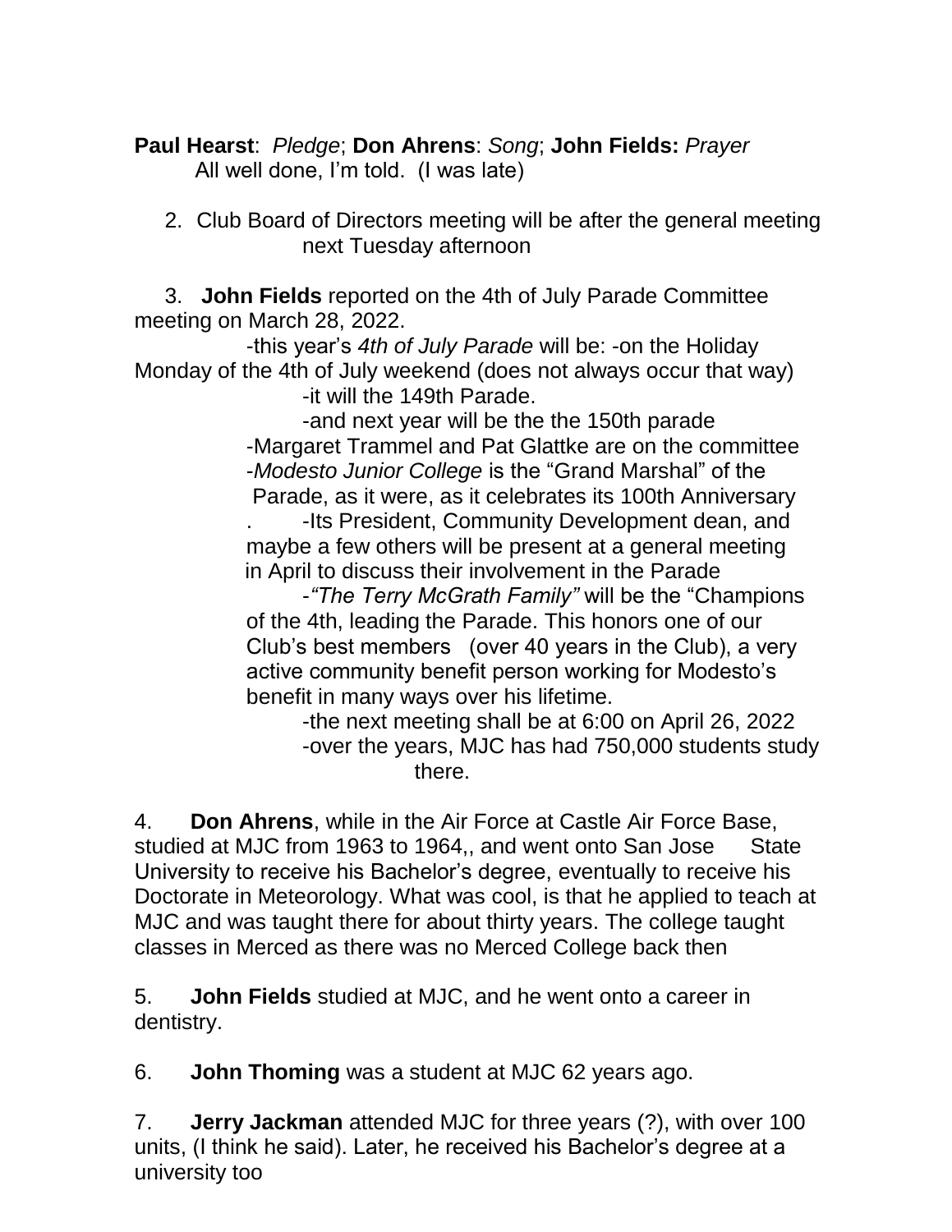**Paul Hearst**: *Pledge*; **Don Ahrens**: *Song*; **John Fields:** *Prayer*
All well done, I'm told. (I was late)

2. Club Board of Directors meeting will be after the general meeting next Tuesday afternoon

3. **John Fields** reported on the 4th of July Parade Committee meeting on March 28, 2022.
   - this year's *4th of July Parade* will be: -on the Holiday Monday of the 4th of July weekend (does not always occur that way)
   - it will the 149th Parade.
   - and next year will be the the 150th parade
   - Margaret Trammel and Pat Glattke are on the committee
   - *Modesto Junior College* is the "Grand Marshal" of the Parade, as it were, as it celebrates its 100th Anniversary
   - . -Its President, Community Development dean, and maybe a few others will be present at a general meeting in April to discuss their involvement in the Parade
   - *"The Terry McGrath Family"* will be the "Champions of the 4th, leading the Parade. This honors one of our Club's best members (over 40 years in the Club), a very active community benefit person working for Modesto's benefit in many ways over his lifetime.
   - the next meeting shall be at 6:00 on April 26, 2022
   - over the years, MJC has had 750,000 students study there.

4. **Don Ahrens**, while in the Air Force at Castle Air Force Base, studied at MJC from 1963 to 1964,, and went onto San Jose State University to receive his Bachelor's degree, eventually to receive his Doctorate in Meteorology. What was cool, is that he applied to teach at MJC and was taught there for about thirty years. The college taught classes in Merced as there was no Merced College back then

5. **John Fields** studied at MJC, and he went onto a career in dentistry.

6. **John Thoming** was a student at MJC 62 years ago.

7. **Jerry Jackman** attended MJC for three years (?), with over 100 units, (I think he said). Later, he received his Bachelor's degree at a university too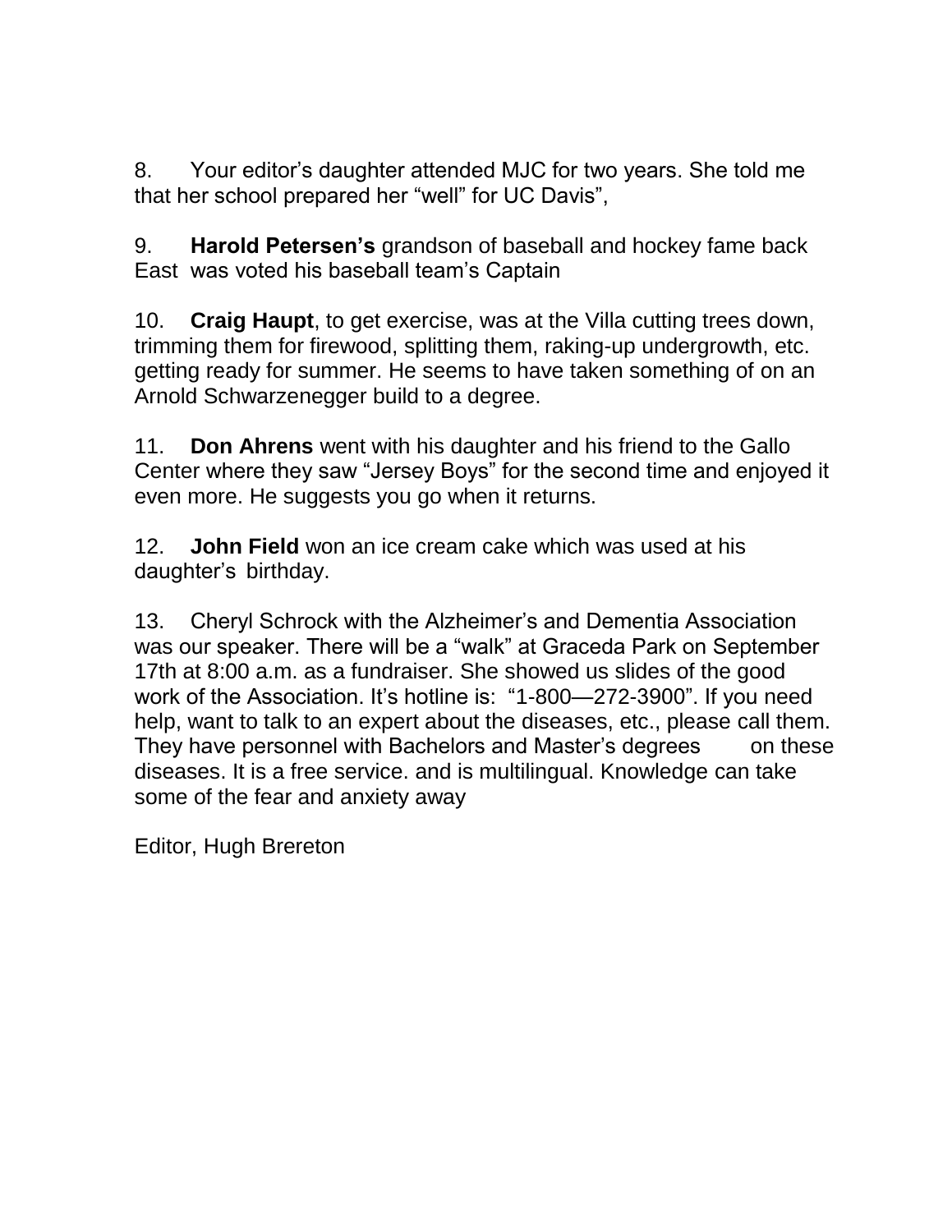8. Your editor's daughter attended MJC for two years. She told me that her school prepared her "well" for UC Davis",

9. **Harold Petersen's** grandson of baseball and hockey fame back East was voted his baseball team's Captain

10. **Craig Haupt**, to get exercise, was at the Villa cutting trees down, trimming them for firewood, splitting them, raking-up undergrowth, etc. getting ready for summer. He seems to have taken something of on an Arnold Schwarzenegger build to a degree.

11. **Don Ahrens** went with his daughter and his friend to the Gallo Center where they saw "Jersey Boys" for the second time and enjoyed it even more. He suggests you go when it returns.

12. **John Field** won an ice cream cake which was used at his daughter's birthday.

13. Cheryl Schrock with the Alzheimer's and Dementia Association was our speaker. There will be a "walk" at Graceda Park on September 17th at 8:00 a.m. as a fundraiser. She showed us slides of the good work of the Association. It's hotline is: "1-800—272-3900". If you need help, want to talk to an expert about the diseases, etc., please call them. They have personnel with Bachelors and Master's degrees on these diseases. It is a free service. and is multilingual. Knowledge can take some of the fear and anxiety away

Editor, Hugh Brereton